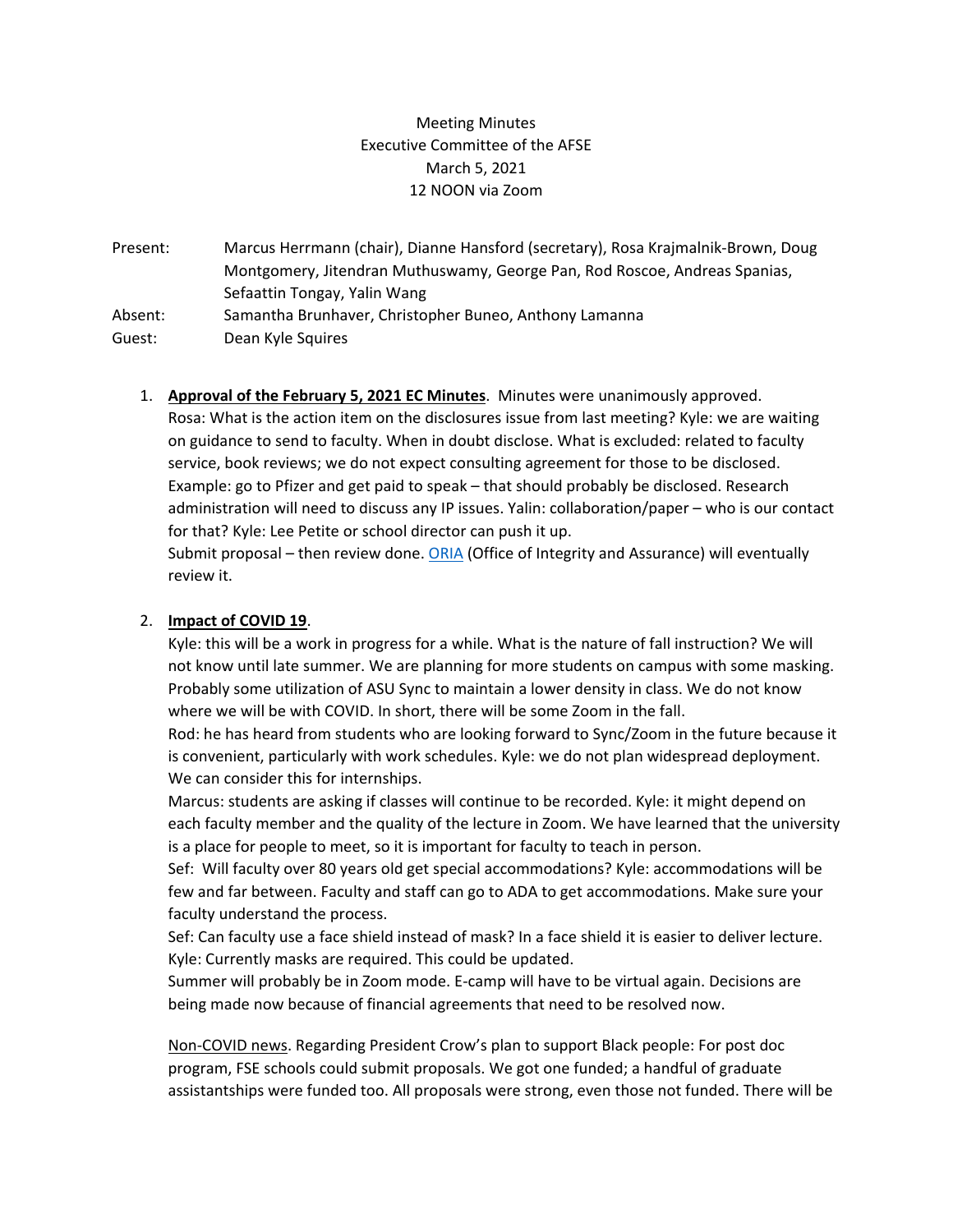Meeting Minutes
Executive Committee of the AFSE
March 5, 2021
12 NOON via Zoom

Present: Marcus Herrmann (chair), Dianne Hansford (secretary), Rosa Krajmalnik-Brown, Doug Montgomery, Jitendran Muthuswamy, George Pan, Rod Roscoe, Andreas Spanias, Sefaattin Tongay, Yalin Wang

Absent: Samantha Brunhaver, Christopher Buneo, Anthony Lamanna

Guest: Dean Kyle Squires

1. **Approval of the February 5, 2021 EC Minutes**. Minutes were unanimously approved.
Rosa: What is the action item on the disclosures issue from last meeting? Kyle: we are waiting on guidance to send to faculty. When in doubt disclose. What is excluded: related to faculty service, book reviews; we do not expect consulting agreement for those to be disclosed. Example: go to Pfizer and get paid to speak – that should probably be disclosed. Research administration will need to discuss any IP issues. Yalin: collaboration/paper – who is our contact for that? Kyle: Lee Petite or school director can push it up.
Submit proposal – then review done. ORIA (Office of Integrity and Assurance) will eventually review it.

2. **Impact of COVID 19**.
Kyle: this will be a work in progress for a while. What is the nature of fall instruction? We will not know until late summer. We are planning for more students on campus with some masking. Probably some utilization of ASU Sync to maintain a lower density in class. We do not know where we will be with COVID. In short, there will be some Zoom in the fall.
Rod: he has heard from students who are looking forward to Sync/Zoom in the future because it is convenient, particularly with work schedules. Kyle: we do not plan widespread deployment. We can consider this for internships.
Marcus: students are asking if classes will continue to be recorded. Kyle: it might depend on each faculty member and the quality of the lecture in Zoom. We have learned that the university is a place for people to meet, so it is important for faculty to teach in person.
Sef: Will faculty over 80 years old get special accommodations? Kyle: accommodations will be few and far between. Faculty and staff can go to ADA to get accommodations. Make sure your faculty understand the process.
Sef: Can faculty use a face shield instead of mask? In a face shield it is easier to deliver lecture. Kyle: Currently masks are required. This could be updated.
Summer will probably be in Zoom mode. E-camp will have to be virtual again. Decisions are being made now because of financial agreements that need to be resolved now.

Non-COVID news. Regarding President Crow's plan to support Black people: For post doc program, FSE schools could submit proposals. We got one funded; a handful of graduate assistantships were funded too. All proposals were strong, even those not funded. There will be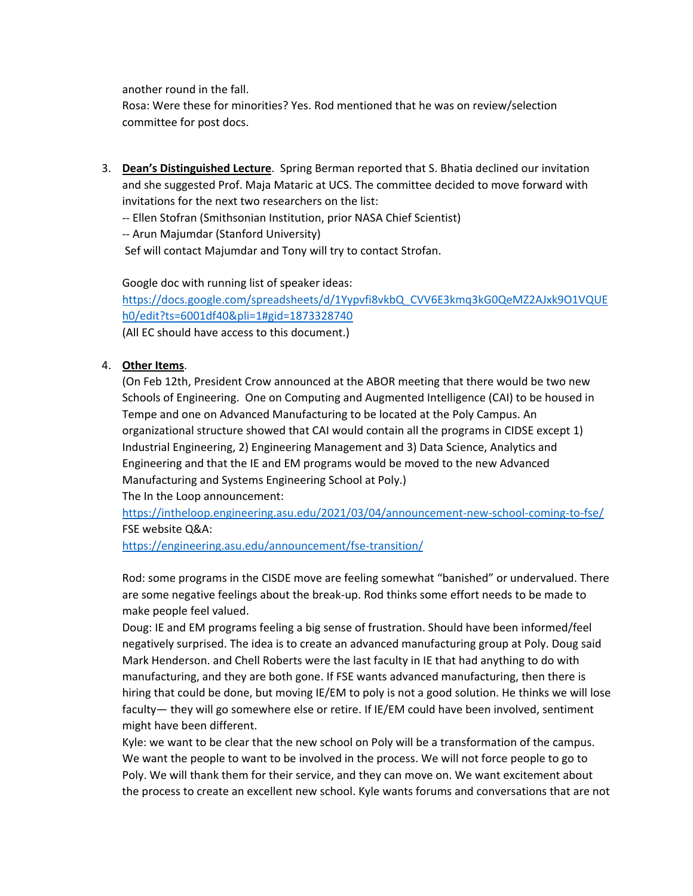another round in the fall.
Rosa: Were these for minorities? Yes. Rod mentioned that he was on review/selection committee for post docs.

3. **Dean's Distinguished Lecture**. Spring Berman reported that S. Bhatia declined our invitation and she suggested Prof. Maja Mataric at UCS. The committee decided to move forward with invitations for the next two researchers on the list:
   -- Ellen Stofran (Smithsonian Institution, prior NASA Chief Scientist)
   -- Arun Majumdar (Stanford University)
   Sef will contact Majumdar and Tony will try to contact Strofan.

   Google doc with running list of speaker ideas:
   https://docs.google.com/spreadsheets/d/1Yypvfi8vkbQ_CVV6E3kmq3kG0QeMZ2AJxk9O1VQUEh0/edit?ts=6001df40&pli=1#gid=1873328740
   (All EC should have access to this document.)

4. **Other Items**.
   (On Feb 12th, President Crow announced at the ABOR meeting that there would be two new Schools of Engineering. One on Computing and Augmented Intelligence (CAI) to be housed in Tempe and one on Advanced Manufacturing to be located at the Poly Campus. An organizational structure showed that CAI would contain all the programs in CIDSE except 1) Industrial Engineering, 2) Engineering Management and 3) Data Science, Analytics and Engineering and that the IE and EM programs would be moved to the new Advanced Manufacturing and Systems Engineering School at Poly.)
   The In the Loop announcement:
   https://intheloop.engineering.asu.edu/2021/03/04/announcement-new-school-coming-to-fse/
   FSE website Q&A:
   https://engineering.asu.edu/announcement/fse-transition/

   Rod: some programs in the CISDE move are feeling somewhat "banished" or undervalued. There are some negative feelings about the break-up. Rod thinks some effort needs to be made to make people feel valued.
   Doug: IE and EM programs feeling a big sense of frustration. Should have been informed/feel negatively surprised. The idea is to create an advanced manufacturing group at Poly. Doug said Mark Henderson. and Chell Roberts were the last faculty in IE that had anything to do with manufacturing, and they are both gone. If FSE wants advanced manufacturing, then there is hiring that could be done, but moving IE/EM to poly is not a good solution. He thinks we will lose faculty— they will go somewhere else or retire. If IE/EM could have been involved, sentiment might have been different.
   Kyle: we want to be clear that the new school on Poly will be a transformation of the campus. We want the people to want to be involved in the process. We will not force people to go to Poly. We will thank them for their service, and they can move on. We want excitement about the process to create an excellent new school. Kyle wants forums and conversations that are not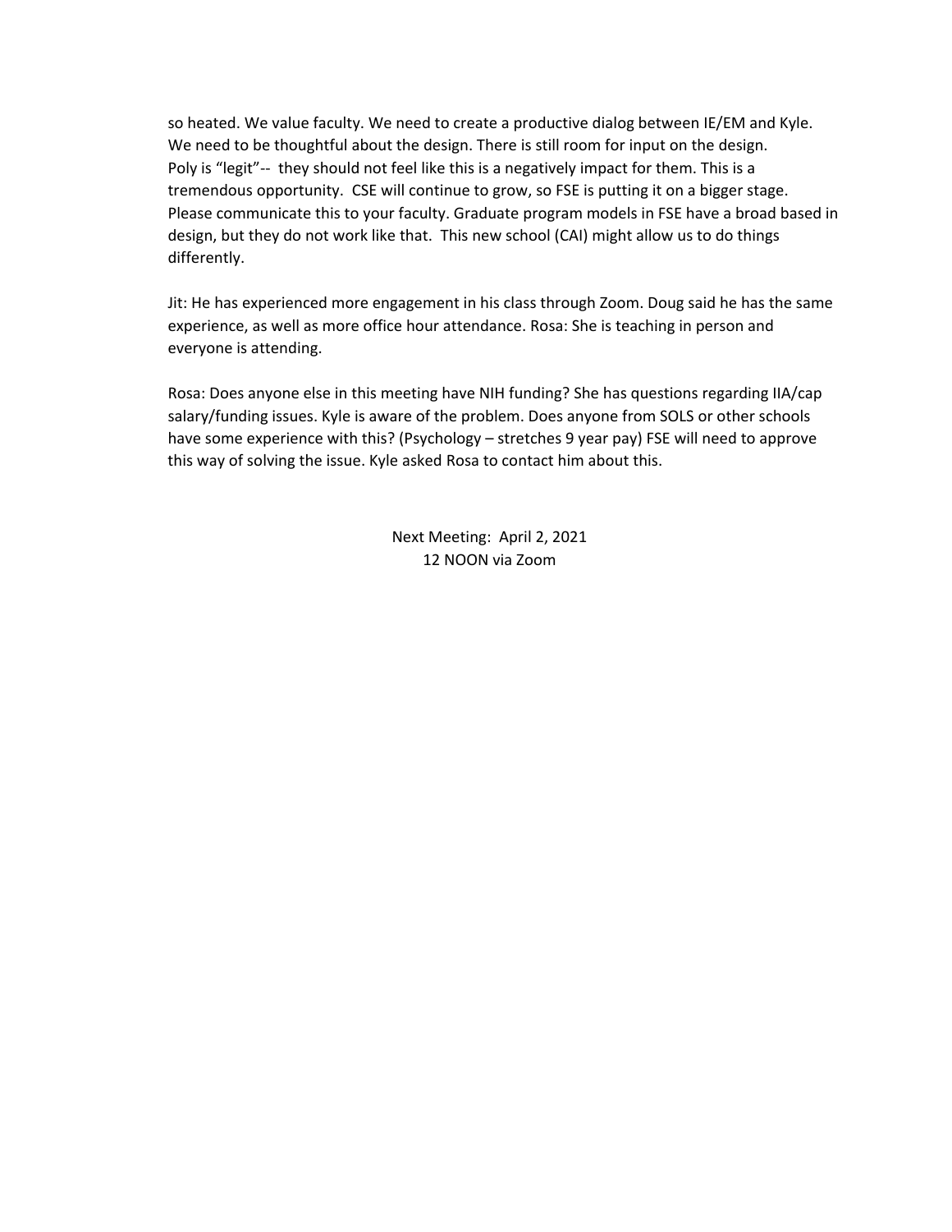so heated. We value faculty. We need to create a productive dialog between IE/EM and Kyle. We need to be thoughtful about the design. There is still room for input on the design. Poly is "legit"-- they should not feel like this is a negatively impact for them. This is a tremendous opportunity. CSE will continue to grow, so FSE is putting it on a bigger stage. Please communicate this to your faculty. Graduate program models in FSE have a broad based in design, but they do not work like that. This new school (CAI) might allow us to do things differently.

Jit: He has experienced more engagement in his class through Zoom. Doug said he has the same experience, as well as more office hour attendance. Rosa: She is teaching in person and everyone is attending.

Rosa: Does anyone else in this meeting have NIH funding? She has questions regarding IIA/cap salary/funding issues. Kyle is aware of the problem. Does anyone from SOLS or other schools have some experience with this? (Psychology – stretches 9 year pay) FSE will need to approve this way of solving the issue. Kyle asked Rosa to contact him about this.

Next Meeting: April 2, 2021
12 NOON via Zoom